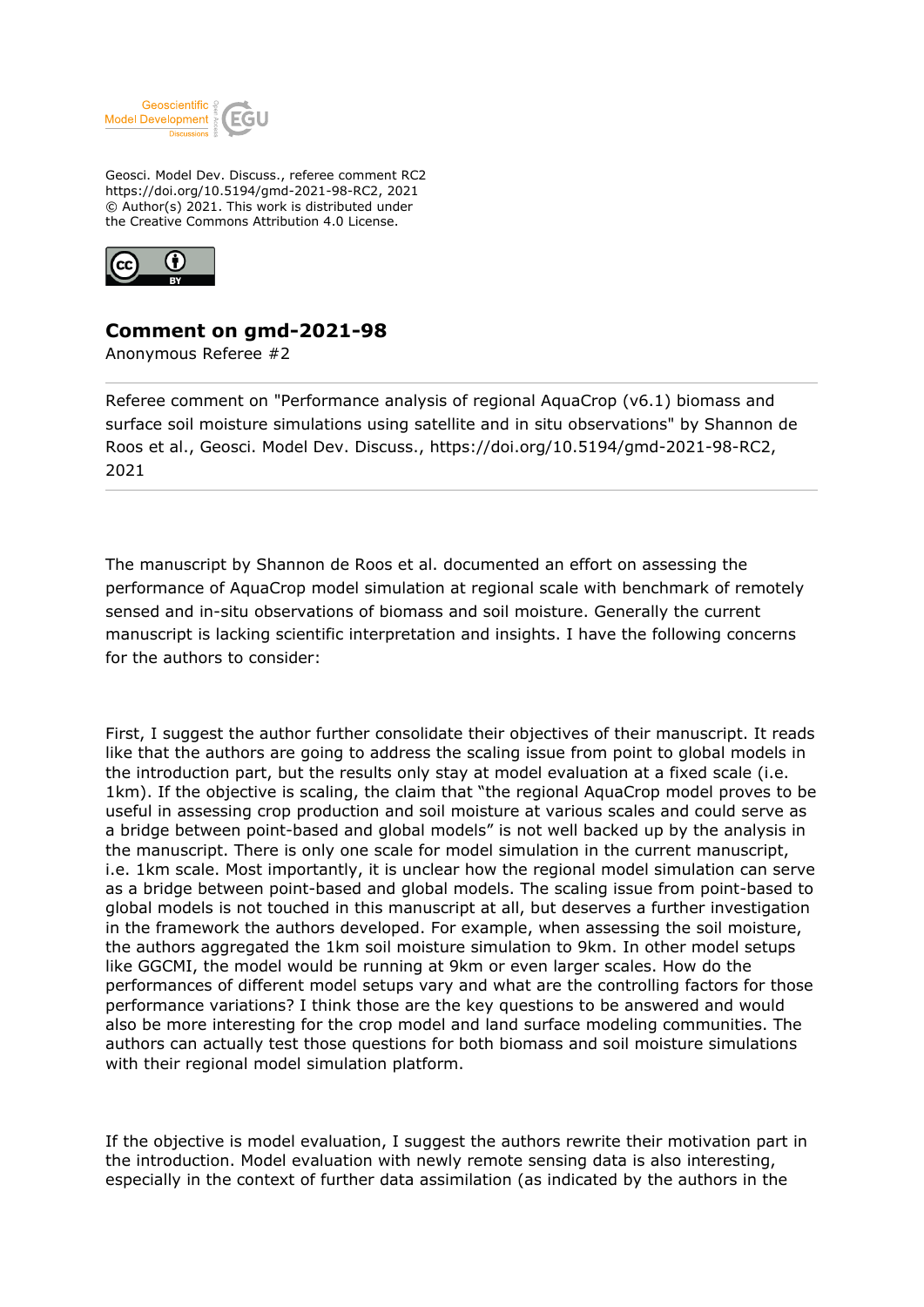Geosci. Model Dev. Discuss., referee comment RC2
https://doi.org/10.5194/gmd-2021-98-RC2, 2021
© Author(s) 2021. This work is distributed under
the Creative Commons Attribution 4.0 License.

# Comment on gmd-2021-98

Anonymous Referee #2

---

Referee comment on "Performance analysis of regional AquaCrop (v6.1) biomass and surface soil moisture simulations using satellite and in situ observations" by Shannon de Roos et al., Geosci. Model Dev. Discuss., https://doi.org/10.5194/gmd-2021-98-RC2, 2021

---

The manuscript by Shannon de Roos et al. documented an effort on assessing the performance of AquaCrop model simulation at regional scale with benchmark of remotely sensed and in-situ observations of biomass and soil moisture. Generally the current manuscript is lacking scientific interpretation and insights. I have the following concerns for the authors to consider:

First, I suggest the author further consolidate their objectives of their manuscript. It reads like that the authors are going to address the scaling issue from point to global models in the introduction part, but the results only stay at model evaluation at a fixed scale (i.e. 1km). If the objective is scaling, the claim that "the regional AquaCrop model proves to be useful in assessing crop production and soil moisture at various scales and could serve as a bridge between point-based and global models" is not well backed up by the analysis in the manuscript. There is only one scale for model simulation in the current manuscript, i.e. 1km scale. Most importantly, it is unclear how the regional model simulation can serve as a bridge between point-based and global models. The scaling issue from point-based to global models is not touched in this manuscript at all, but deserves a further investigation in the framework the authors developed. For example, when assessing the soil moisture, the authors aggregated the 1km soil moisture simulation to 9km. In other model setups like GGCMI, the model would be running at 9km or even larger scales. How do the performances of different model setups vary and what are the controlling factors for those performance variations? I think those are the key questions to be answered and would also be more interesting for the crop model and land surface modeling communities. The authors can actually test those questions for both biomass and soil moisture simulations with their regional model simulation platform.

If the objective is model evaluation, I suggest the authors rewrite their motivation part in the introduction. Model evaluation with newly remote sensing data is also interesting, especially in the context of further data assimilation (as indicated by the authors in the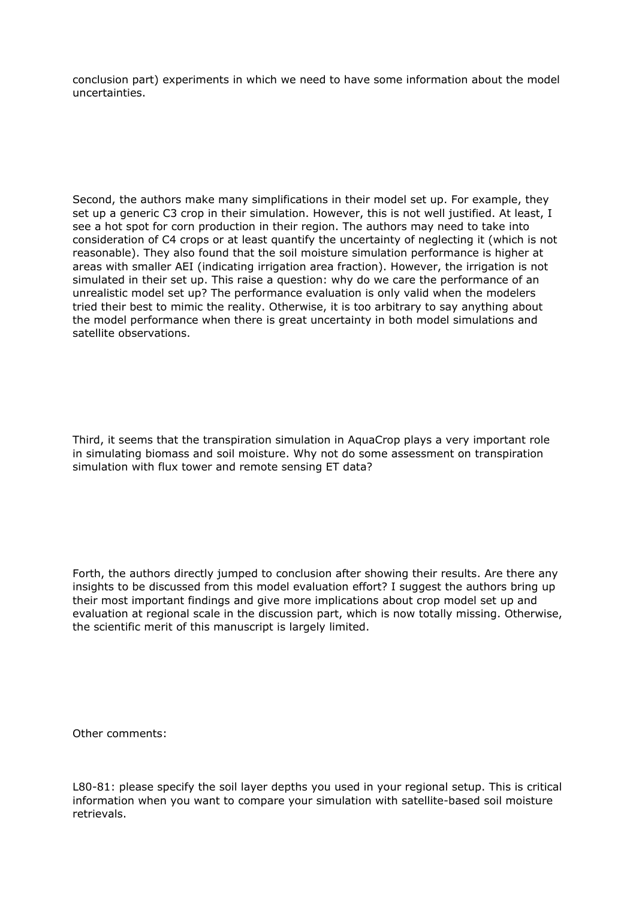conclusion part) experiments in which we need to have some information about the model uncertainties.

Second, the authors make many simplifications in their model set up. For example, they set up a generic C3 crop in their simulation. However, this is not well justified. At least, I see a hot spot for corn production in their region. The authors may need to take into consideration of C4 crops or at least quantify the uncertainty of neglecting it (which is not reasonable). They also found that the soil moisture simulation performance is higher at areas with smaller AEI (indicating irrigation area fraction). However, the irrigation is not simulated in their set up. This raise a question: why do we care the performance of an unrealistic model set up? The performance evaluation is only valid when the modelers tried their best to mimic the reality. Otherwise, it is too arbitrary to say anything about the model performance when there is great uncertainty in both model simulations and satellite observations.

Third, it seems that the transpiration simulation in AquaCrop plays a very important role in simulating biomass and soil moisture. Why not do some assessment on transpiration simulation with flux tower and remote sensing ET data?

Forth, the authors directly jumped to conclusion after showing their results. Are there any insights to be discussed from this model evaluation effort? I suggest the authors bring up their most important findings and give more implications about crop model set up and evaluation at regional scale in the discussion part, which is now totally missing. Otherwise, the scientific merit of this manuscript is largely limited.

Other comments:

L80-81: please specify the soil layer depths you used in your regional setup. This is critical information when you want to compare your simulation with satellite-based soil moisture retrievals.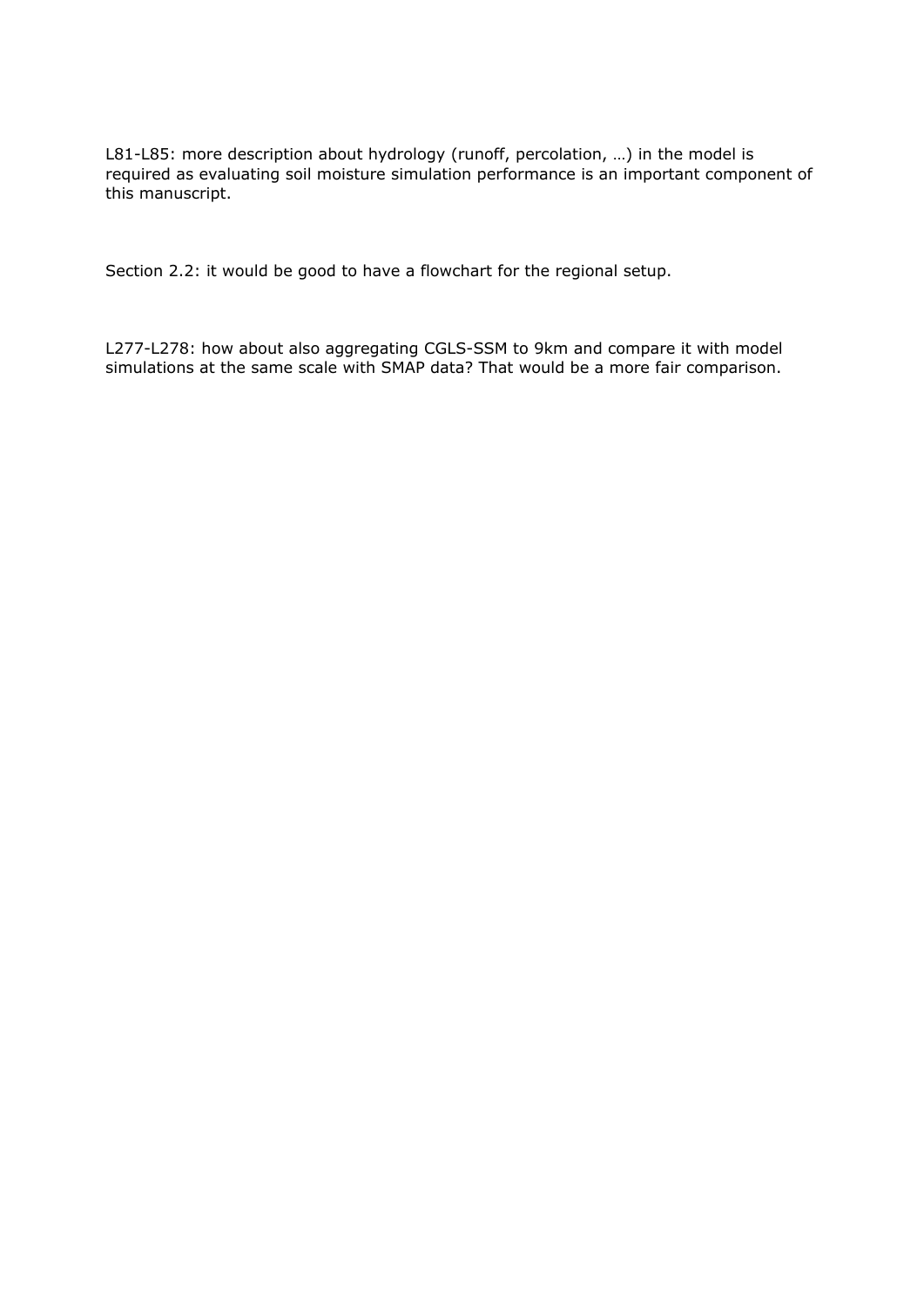L81-L85: more description about hydrology (runoff, percolation, …) in the model is required as evaluating soil moisture simulation performance is an important component of this manuscript.

Section 2.2: it would be good to have a flowchart for the regional setup.

L277-L278: how about also aggregating CGLS-SSM to 9km and compare it with model simulations at the same scale with SMAP data? That would be a more fair comparison.